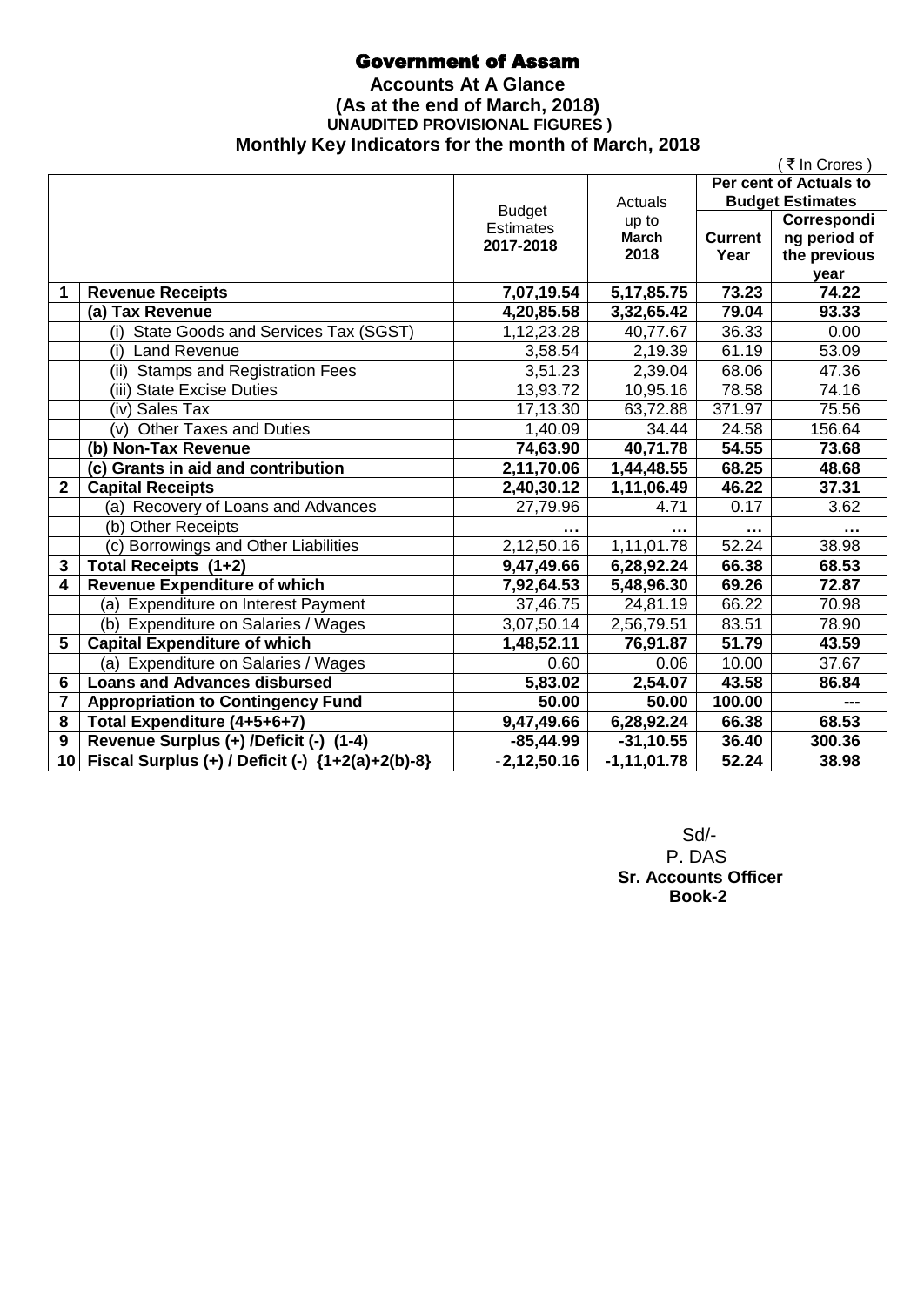# Government of Assam

**Accounts At A Glance**

**(As at the end of March, 2018)**

**UNAUDITED PROVISIONAL FIGURES )**

**Monthly Key Indicators for the month of March, 2018**

( ₹ In Crores )

| | | Budget Estimates 2017-2018 | Actuals up to March 2018 | Per cent of Actuals to Budget Estimates | |
|---|---|---|---|---|---|
| | | | | Current Year | Corresponding period of the previous year |
| **1** | **Revenue Receipts** | **7,07,19.54** | **5,17,85.75** | **73.23** | **74.22** |
| | **(a) Tax Revenue** | **4,20,85.58** | **3,32,65.42** | **79.04** | **93.33** |
| | (i) State Goods and Services Tax (SGST) | 1,12,23.28 | 40,77.67 | 36.33 | 0.00 |
| | (i) Land Revenue | 3,58.54 | 2,19.39 | 61.19 | 53.09 |
| | (ii) Stamps and Registration Fees | 3,51.23 | 2,39.04 | 68.06 | 47.36 |
| | (iii) State Excise Duties | 13,93.72 | 10,95.16 | 78.58 | 74.16 |
| | (iv) Sales Tax | 17,13.30 | 63,72.88 | 371.97 | 75.56 |
| | (v) Other Taxes and Duties | 1,40.09 | 34.44 | 24.58 | 156.64 |
| | **(b) Non-Tax Revenue** | **74,63.90** | **40,71.78** | **54.55** | **73.68** |
| | **(c) Grants in aid and contribution** | **2,11,70.06** | **1,44,48.55** | **68.25** | **48.68** |
| **2** | **Capital Receipts** | **2,40,30.12** | **1,11,06.49** | **46.22** | **37.31** |
| | (a) Recovery of Loans and Advances | 27,79.96 | 4.71 | 0.17 | 3.62 |
| | (b) Other Receipts | ... | ... | ... | ... |
| | (c) Borrowings and Other Liabilities | 2,12,50.16 | 1,11,01.78 | 52.24 | 38.98 |
| **3** | **Total Receipts (1+2)** | **9,47,49.66** | **6,28,92.24** | **66.38** | **68.53** |
| **4** | **Revenue Expenditure of which** | **7,92,64.53** | **5,48,96.30** | **69.26** | **72.87** |
| | (a) Expenditure on Interest Payment | 37,46.75 | 24,81.19 | 66.22 | 70.98 |
| | (b) Expenditure on Salaries / Wages | 3,07,50.14 | 2,56,79.51 | 83.51 | 78.90 |
| **5** | **Capital Expenditure of which** | **1,48,52.11** | **76,91.87** | **51.79** | **43.59** |
| | (a) Expenditure on Salaries / Wages | 0.60 | 0.06 | 10.00 | 37.67 |
| **6** | **Loans and Advances disbursed** | **5,83.02** | **2,54.07** | **43.58** | **86.84** |
| **7** | **Appropriation to Contingency Fund** | **50.00** | **50.00** | **100.00** | **---** |
| **8** | **Total Expenditure (4+5+6+7)** | **9,47,49.66** | **6,28,92.24** | **66.38** | **68.53** |
| **9** | **Revenue Surplus (+) /Deficit (-) (1-4)** | **-85,44.99** | **-31,10.55** | **36.40** | **300.36** |
| **10** | **Fiscal Surplus (+) / Deficit (-) {1+2(a)+2(b)-8}** | **-2,12,50.16** | **-1,11,01.78** | **52.24** | **38.98** |

Sd/-
P. DAS
**Sr. Accounts Officer**
**Book-2**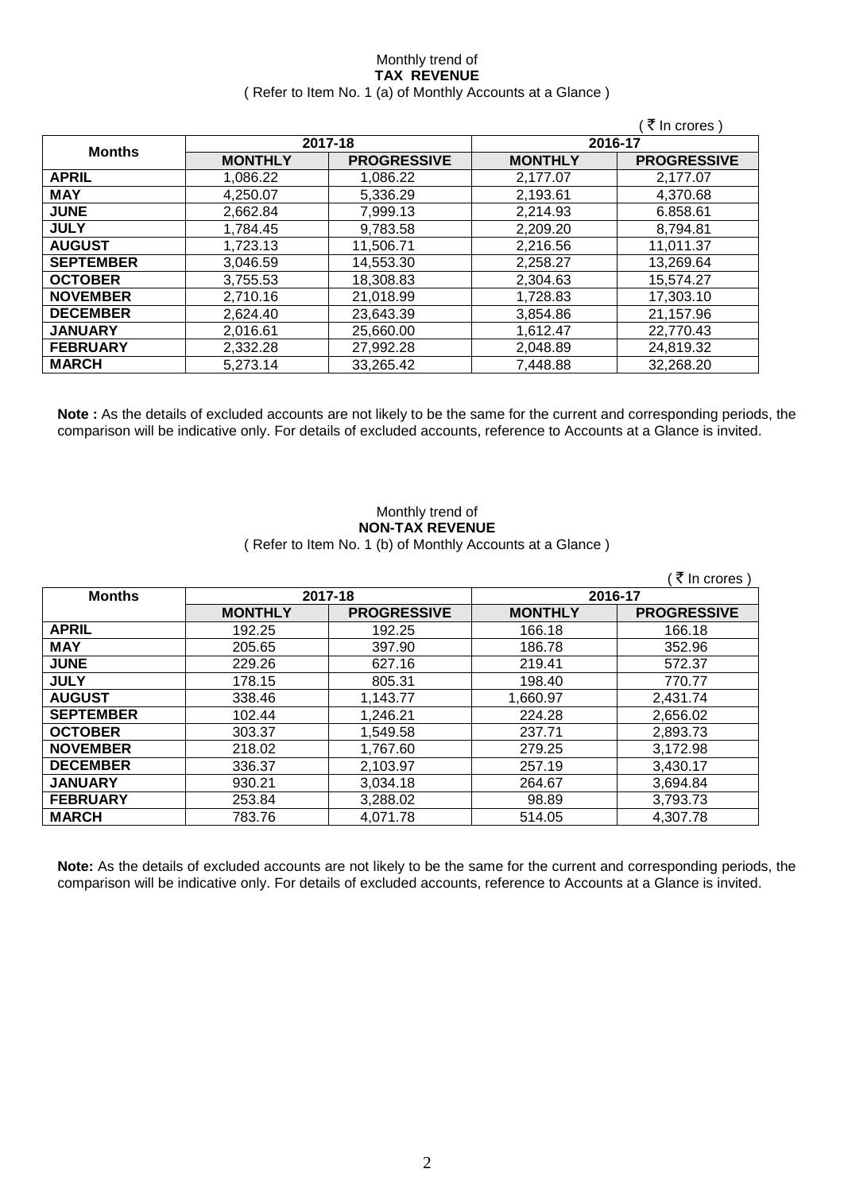Monthly trend of

**TAX REVENUE**

( Refer to Item No. 1 (a) of Monthly Accounts at a Glance )

( ₹ In crores )

| Months | 2017-18 | | 2016-17 | |
|---|---|---|---|---|
| | **MONTHLY** | **PROGRESSIVE** | **MONTHLY** | **PROGRESSIVE** |
| **APRIL** | 1,086.22 | 1,086.22 | 2,177.07 | 2,177.07 |
| **MAY** | 4,250.07 | 5,336.29 | 2,193.61 | 4,370.68 |
| **JUNE** | 2,662.84 | 7,999.13 | 2,214.93 | 6.858.61 |
| **JULY** | 1,784.45 | 9,783.58 | 2,209.20 | 8,794.81 |
| **AUGUST** | 1,723.13 | 11,506.71 | 2,216.56 | 11,011.37 |
| **SEPTEMBER** | 3,046.59 | 14,553.30 | 2,258.27 | 13,269.64 |
| **OCTOBER** | 3,755.53 | 18,308.83 | 2,304.63 | 15,574.27 |
| **NOVEMBER** | 2,710.16 | 21,018.99 | 1,728.83 | 17,303.10 |
| **DECEMBER** | 2,624.40 | 23,643.39 | 3,854.86 | 21,157.96 |
| **JANUARY** | 2,016.61 | 25,660.00 | 1,612.47 | 22,770.43 |
| **FEBRUARY** | 2,332.28 | 27,992.28 | 2,048.89 | 24,819.32 |
| **MARCH** | 5,273.14 | 33,265.42 | 7,448.88 | 32,268.20 |

**Note :** As the details of excluded accounts are not likely to be the same for the current and corresponding periods, the comparison will be indicative only. For details of excluded accounts, reference to Accounts at a Glance is invited.

Monthly trend of

**NON-TAX REVENUE**

( Refer to Item No. 1 (b) of Monthly Accounts at a Glance )

( ₹ In crores )

| Months | 2017-18 | | 2016-17 | |
|---|---|---|---|---|
| | **MONTHLY** | **PROGRESSIVE** | **MONTHLY** | **PROGRESSIVE** |
| **APRIL** | 192.25 | 192.25 | 166.18 | 166.18 |
| **MAY** | 205.65 | 397.90 | 186.78 | 352.96 |
| **JUNE** | 229.26 | 627.16 | 219.41 | 572.37 |
| **JULY** | 178.15 | 805.31 | 198.40 | 770.77 |
| **AUGUST** | 338.46 | 1,143.77 | 1,660.97 | 2,431.74 |
| **SEPTEMBER** | 102.44 | 1,246.21 | 224.28 | 2,656.02 |
| **OCTOBER** | 303.37 | 1,549.58 | 237.71 | 2,893.73 |
| **NOVEMBER** | 218.02 | 1,767.60 | 279.25 | 3,172.98 |
| **DECEMBER** | 336.37 | 2,103.97 | 257.19 | 3,430.17 |
| **JANUARY** | 930.21 | 3,034.18 | 264.67 | 3,694.84 |
| **FEBRUARY** | 253.84 | 3,288.02 | 98.89 | 3,793.73 |
| **MARCH** | 783.76 | 4,071.78 | 514.05 | 4,307.78 |

**Note:** As the details of excluded accounts are not likely to be the same for the current and corresponding periods, the comparison will be indicative only. For details of excluded accounts, reference to Accounts at a Glance is invited.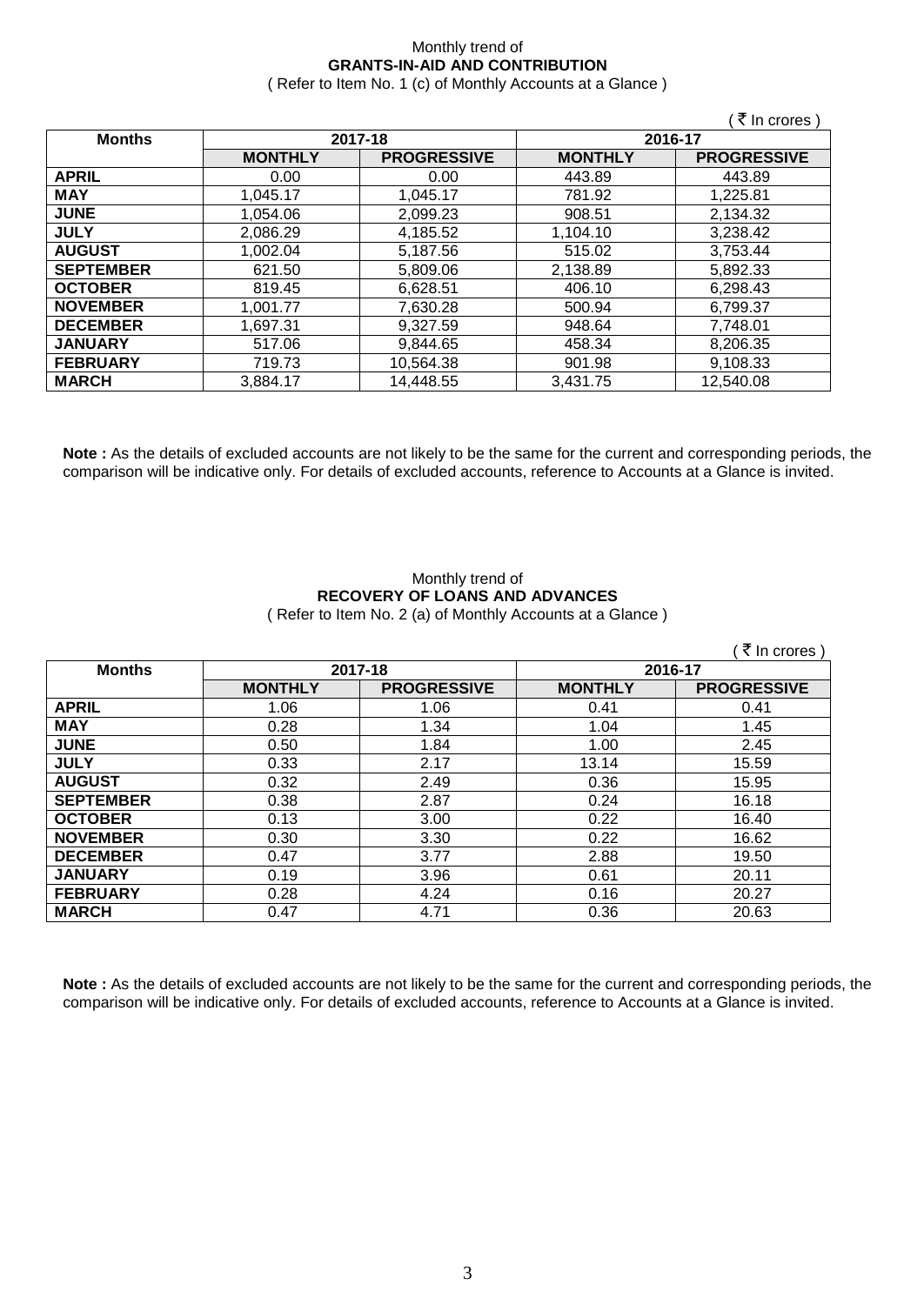Monthly trend of

**GRANTS-IN-AID AND CONTRIBUTION**

( Refer to Item No. 1 (c) of Monthly Accounts at a Glance )

( ₹ In crores )

| Months | 2017-18 | | 2016-17 | |
|---|---|---|---|---|
| | MONTHLY | PROGRESSIVE | MONTHLY | PROGRESSIVE |
| APRIL | 0.00 | 0.00 | 443.89 | 443.89 |
| MAY | 1,045.17 | 1,045.17 | 781.92 | 1,225.81 |
| JUNE | 1,054.06 | 2,099.23 | 908.51 | 2,134.32 |
| JULY | 2,086.29 | 4,185.52 | 1,104.10 | 3,238.42 |
| AUGUST | 1,002.04 | 5,187.56 | 515.02 | 3,753.44 |
| SEPTEMBER | 621.50 | 5,809.06 | 2,138.89 | 5,892.33 |
| OCTOBER | 819.45 | 6,628.51 | 406.10 | 6,298.43 |
| NOVEMBER | 1,001.77 | 7,630.28 | 500.94 | 6,799.37 |
| DECEMBER | 1,697.31 | 9,327.59 | 948.64 | 7,748.01 |
| JANUARY | 517.06 | 9,844.65 | 458.34 | 8,206.35 |
| FEBRUARY | 719.73 | 10,564.38 | 901.98 | 9,108.33 |
| MARCH | 3,884.17 | 14,448.55 | 3,431.75 | 12,540.08 |

**Note :** As the details of excluded accounts are not likely to be the same for the current and corresponding periods, the comparison will be indicative only. For details of excluded accounts, reference to Accounts at a Glance is invited.

Monthly trend of

**RECOVERY OF LOANS AND ADVANCES**

( Refer to Item No. 2 (a) of Monthly Accounts at a Glance )

( ₹ In crores )

| Months | 2017-18 | | 2016-17 | |
|---|---|---|---|---|
| | MONTHLY | PROGRESSIVE | MONTHLY | PROGRESSIVE |
| APRIL | 1.06 | 1.06 | 0.41 | 0.41 |
| MAY | 0.28 | 1.34 | 1.04 | 1.45 |
| JUNE | 0.50 | 1.84 | 1.00 | 2.45 |
| JULY | 0.33 | 2.17 | 13.14 | 15.59 |
| AUGUST | 0.32 | 2.49 | 0.36 | 15.95 |
| SEPTEMBER | 0.38 | 2.87 | 0.24 | 16.18 |
| OCTOBER | 0.13 | 3.00 | 0.22 | 16.40 |
| NOVEMBER | 0.30 | 3.30 | 0.22 | 16.62 |
| DECEMBER | 0.47 | 3.77 | 2.88 | 19.50 |
| JANUARY | 0.19 | 3.96 | 0.61 | 20.11 |
| FEBRUARY | 0.28 | 4.24 | 0.16 | 20.27 |
| MARCH | 0.47 | 4.71 | 0.36 | 20.63 |

**Note :** As the details of excluded accounts are not likely to be the same for the current and corresponding periods, the comparison will be indicative only. For details of excluded accounts, reference to Accounts at a Glance is invited.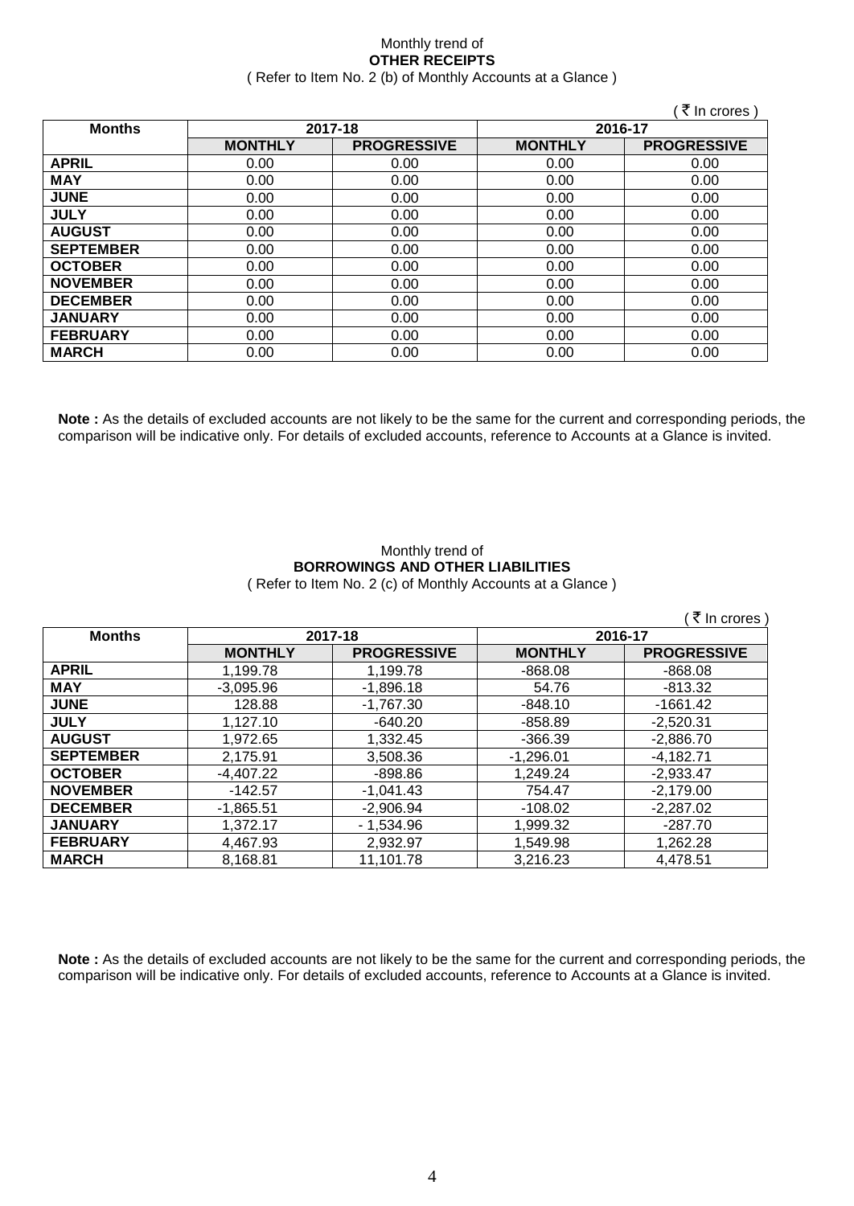Monthly trend of
**OTHER RECEIPTS**
( Refer to Item No. 2 (b) of Monthly Accounts at a Glance )

( ₹ In crores )

| Months | 2017-18 | | 2016-17 | |
|---|---|---|---|---|
| | **MONTHLY** | **PROGRESSIVE** | **MONTHLY** | **PROGRESSIVE** |
| **APRIL** | 0.00 | 0.00 | 0.00 | 0.00 |
| **MAY** | 0.00 | 0.00 | 0.00 | 0.00 |
| **JUNE** | 0.00 | 0.00 | 0.00 | 0.00 |
| **JULY** | 0.00 | 0.00 | 0.00 | 0.00 |
| **AUGUST** | 0.00 | 0.00 | 0.00 | 0.00 |
| **SEPTEMBER** | 0.00 | 0.00 | 0.00 | 0.00 |
| **OCTOBER** | 0.00 | 0.00 | 0.00 | 0.00 |
| **NOVEMBER** | 0.00 | 0.00 | 0.00 | 0.00 |
| **DECEMBER** | 0.00 | 0.00 | 0.00 | 0.00 |
| **JANUARY** | 0.00 | 0.00 | 0.00 | 0.00 |
| **FEBRUARY** | 0.00 | 0.00 | 0.00 | 0.00 |
| **MARCH** | 0.00 | 0.00 | 0.00 | 0.00 |

**Note :** As the details of excluded accounts are not likely to be the same for the current and corresponding periods, the comparison will be indicative only. For details of excluded accounts, reference to Accounts at a Glance is invited.

Monthly trend of
**BORROWINGS AND OTHER LIABILITIES**
( Refer to Item No. 2 (c) of Monthly Accounts at a Glance )

( ₹ In crores )

| Months | 2017-18 | | 2016-17 | |
|---|---|---|---|---|
| | **MONTHLY** | **PROGRESSIVE** | **MONTHLY** | **PROGRESSIVE** |
| **APRIL** | 1,199.78 | 1,199.78 | -868.08 | -868.08 |
| **MAY** | -3,095.96 | -1,896.18 | 54.76 | -813.32 |
| **JUNE** | 128.88 | -1,767.30 | -848.10 | -1661.42 |
| **JULY** | 1,127.10 | -640.20 | -858.89 | -2,520.31 |
| **AUGUST** | 1,972.65 | 1,332.45 | -366.39 | -2,886.70 |
| **SEPTEMBER** | 2,175.91 | 3,508.36 | -1,296.01 | -4,182.71 |
| **OCTOBER** | -4,407.22 | -898.86 | 1,249.24 | -2,933.47 |
| **NOVEMBER** | -142.57 | -1,041.43 | 754.47 | -2,179.00 |
| **DECEMBER** | -1,865.51 | -2,906.94 | -108.02 | -2,287.02 |
| **JANUARY** | 1,372.17 | - 1,534.96 | 1,999.32 | -287.70 |
| **FEBRUARY** | 4,467.93 | 2,932.97 | 1,549.98 | 1,262.28 |
| **MARCH** | 8,168.81 | 11,101.78 | 3,216.23 | 4,478.51 |

**Note :** As the details of excluded accounts are not likely to be the same for the current and corresponding periods, the comparison will be indicative only. For details of excluded accounts, reference to Accounts at a Glance is invited.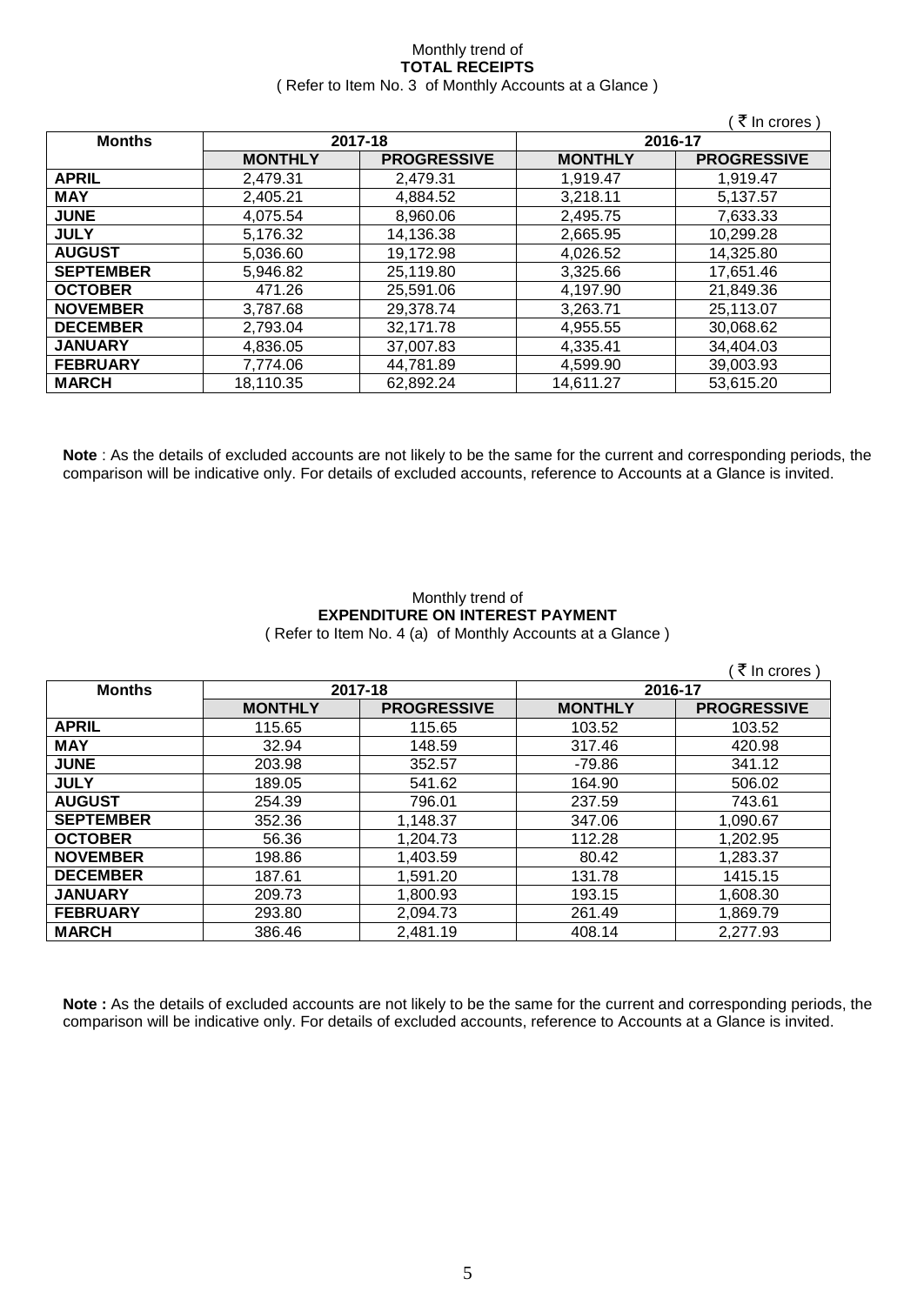Monthly trend of
**TOTAL RECEIPTS**
( Refer to Item No. 3 of Monthly Accounts at a Glance )

( ₹ In crores )

| Months | 2017-18 | | 2016-17 | |
|---|---|---|---|---|
| | MONTHLY | PROGRESSIVE | MONTHLY | PROGRESSIVE |
| APRIL | 2,479.31 | 2,479.31 | 1,919.47 | 1,919.47 |
| MAY | 2,405.21 | 4,884.52 | 3,218.11 | 5,137.57 |
| JUNE | 4,075.54 | 8,960.06 | 2,495.75 | 7,633.33 |
| JULY | 5,176.32 | 14,136.38 | 2,665.95 | 10,299.28 |
| AUGUST | 5,036.60 | 19,172.98 | 4,026.52 | 14,325.80 |
| SEPTEMBER | 5,946.82 | 25,119.80 | 3,325.66 | 17,651.46 |
| OCTOBER | 471.26 | 25,591.06 | 4,197.90 | 21,849.36 |
| NOVEMBER | 3,787.68 | 29,378.74 | 3,263.71 | 25,113.07 |
| DECEMBER | 2,793.04 | 32,171.78 | 4,955.55 | 30,068.62 |
| JANUARY | 4,836.05 | 37,007.83 | 4,335.41 | 34,404.03 |
| FEBRUARY | 7,774.06 | 44,781.89 | 4,599.90 | 39,003.93 |
| MARCH | 18,110.35 | 62,892.24 | 14,611.27 | 53,615.20 |

**Note** : As the details of excluded accounts are not likely to be the same for the current and corresponding periods, the comparison will be indicative only. For details of excluded accounts, reference to Accounts at a Glance is invited.

Monthly trend of
**EXPENDITURE ON INTEREST PAYMENT**
( Refer to Item No. 4 (a) of Monthly Accounts at a Glance )

( ₹ In crores )

| Months | 2017-18 | | 2016-17 | |
|---|---|---|---|---|
| | MONTHLY | PROGRESSIVE | MONTHLY | PROGRESSIVE |
| APRIL | 115.65 | 115.65 | 103.52 | 103.52 |
| MAY | 32.94 | 148.59 | 317.46 | 420.98 |
| JUNE | 203.98 | 352.57 | -79.86 | 341.12 |
| JULY | 189.05 | 541.62 | 164.90 | 506.02 |
| AUGUST | 254.39 | 796.01 | 237.59 | 743.61 |
| SEPTEMBER | 352.36 | 1,148.37 | 347.06 | 1,090.67 |
| OCTOBER | 56.36 | 1,204.73 | 112.28 | 1,202.95 |
| NOVEMBER | 198.86 | 1,403.59 | 80.42 | 1,283.37 |
| DECEMBER | 187.61 | 1,591.20 | 131.78 | 1415.15 |
| JANUARY | 209.73 | 1,800.93 | 193.15 | 1,608.30 |
| FEBRUARY | 293.80 | 2,094.73 | 261.49 | 1,869.79 |
| MARCH | 386.46 | 2,481.19 | 408.14 | 2,277.93 |

**Note :** As the details of excluded accounts are not likely to be the same for the current and corresponding periods, the comparison will be indicative only. For details of excluded accounts, reference to Accounts at a Glance is invited.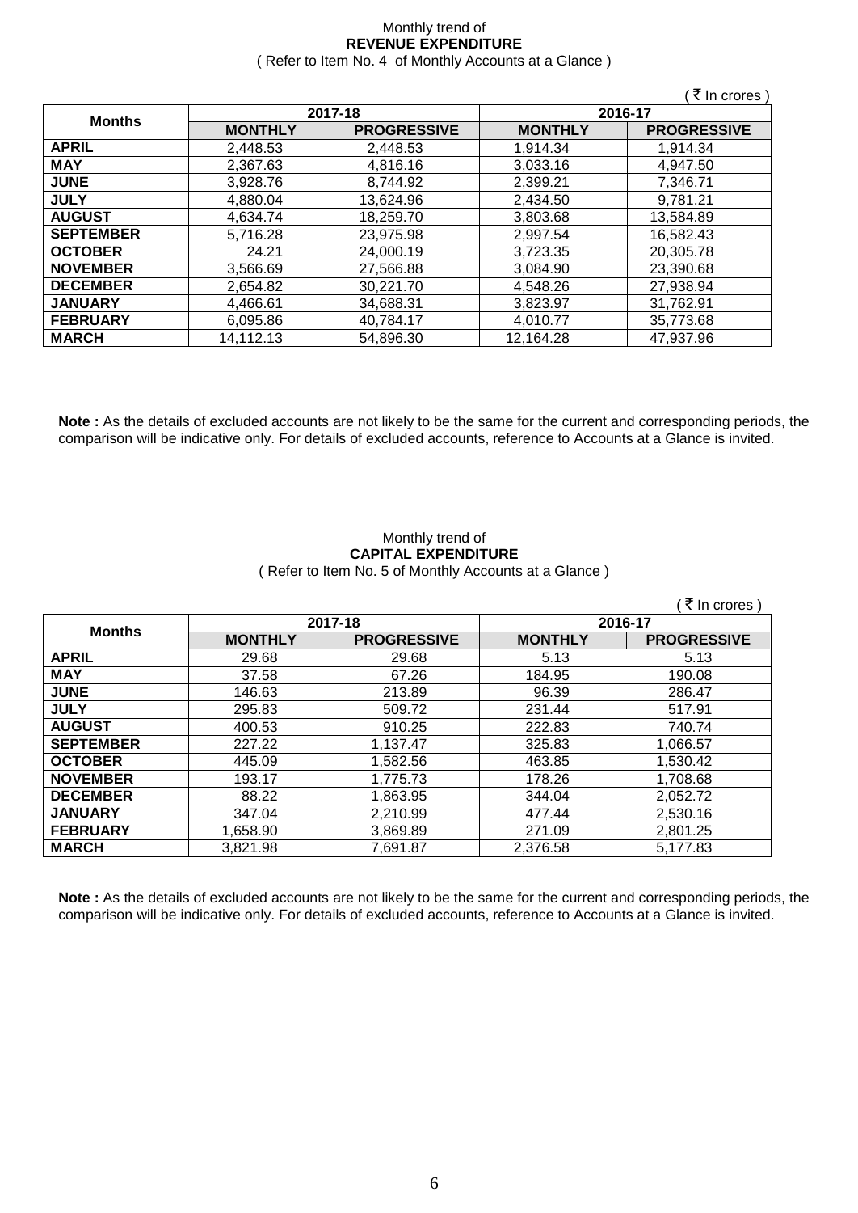Monthly trend of
**REVENUE EXPENDITURE**
( Refer to Item No. 4 of Monthly Accounts at a Glance )

( ₹ In crores )

| Months | 2017-18 | | 2016-17 | |
|---|---|---|---|---|
| | MONTHLY | PROGRESSIVE | MONTHLY | PROGRESSIVE |
| **APRIL** | 2,448.53 | 2,448.53 | 1,914.34 | 1,914.34 |
| **MAY** | 2,367.63 | 4,816.16 | 3,033.16 | 4,947.50 |
| **JUNE** | 3,928.76 | 8,744.92 | 2,399.21 | 7,346.71 |
| **JULY** | 4,880.04 | 13,624.96 | 2,434.50 | 9,781.21 |
| **AUGUST** | 4,634.74 | 18,259.70 | 3,803.68 | 13,584.89 |
| **SEPTEMBER** | 5,716.28 | 23,975.98 | 2,997.54 | 16,582.43 |
| **OCTOBER** | 24.21 | 24,000.19 | 3,723.35 | 20,305.78 |
| **NOVEMBER** | 3,566.69 | 27,566.88 | 3,084.90 | 23,390.68 |
| **DECEMBER** | 2,654.82 | 30,221.70 | 4,548.26 | 27,938.94 |
| **JANUARY** | 4,466.61 | 34,688.31 | 3,823.97 | 31,762.91 |
| **FEBRUARY** | 6,095.86 | 40,784.17 | 4,010.77 | 35,773.68 |
| **MARCH** | 14,112.13 | 54,896.30 | 12,164.28 | 47,937.96 |

**Note :** As the details of excluded accounts are not likely to be the same for the current and corresponding periods, the comparison will be indicative only. For details of excluded accounts, reference to Accounts at a Glance is invited.

Monthly trend of
**CAPITAL EXPENDITURE**
( Refer to Item No. 5 of Monthly Accounts at a Glance )

( ₹ In crores )

| Months | 2017-18 | | 2016-17 | |
|---|---|---|---|---|
| | MONTHLY | PROGRESSIVE | MONTHLY | PROGRESSIVE |
| **APRIL** | 29.68 | 29.68 | 5.13 | 5.13 |
| **MAY** | 37.58 | 67.26 | 184.95 | 190.08 |
| **JUNE** | 146.63 | 213.89 | 96.39 | 286.47 |
| **JULY** | 295.83 | 509.72 | 231.44 | 517.91 |
| **AUGUST** | 400.53 | 910.25 | 222.83 | 740.74 |
| **SEPTEMBER** | 227.22 | 1,137.47 | 325.83 | 1,066.57 |
| **OCTOBER** | 445.09 | 1,582.56 | 463.85 | 1,530.42 |
| **NOVEMBER** | 193.17 | 1,775.73 | 178.26 | 1,708.68 |
| **DECEMBER** | 88.22 | 1,863.95 | 344.04 | 2,052.72 |
| **JANUARY** | 347.04 | 2,210.99 | 477.44 | 2,530.16 |
| **FEBRUARY** | 1,658.90 | 3,869.89 | 271.09 | 2,801.25 |
| **MARCH** | 3,821.98 | 7,691.87 | 2,376.58 | 5,177.83 |

**Note :** As the details of excluded accounts are not likely to be the same for the current and corresponding periods, the comparison will be indicative only. For details of excluded accounts, reference to Accounts at a Glance is invited.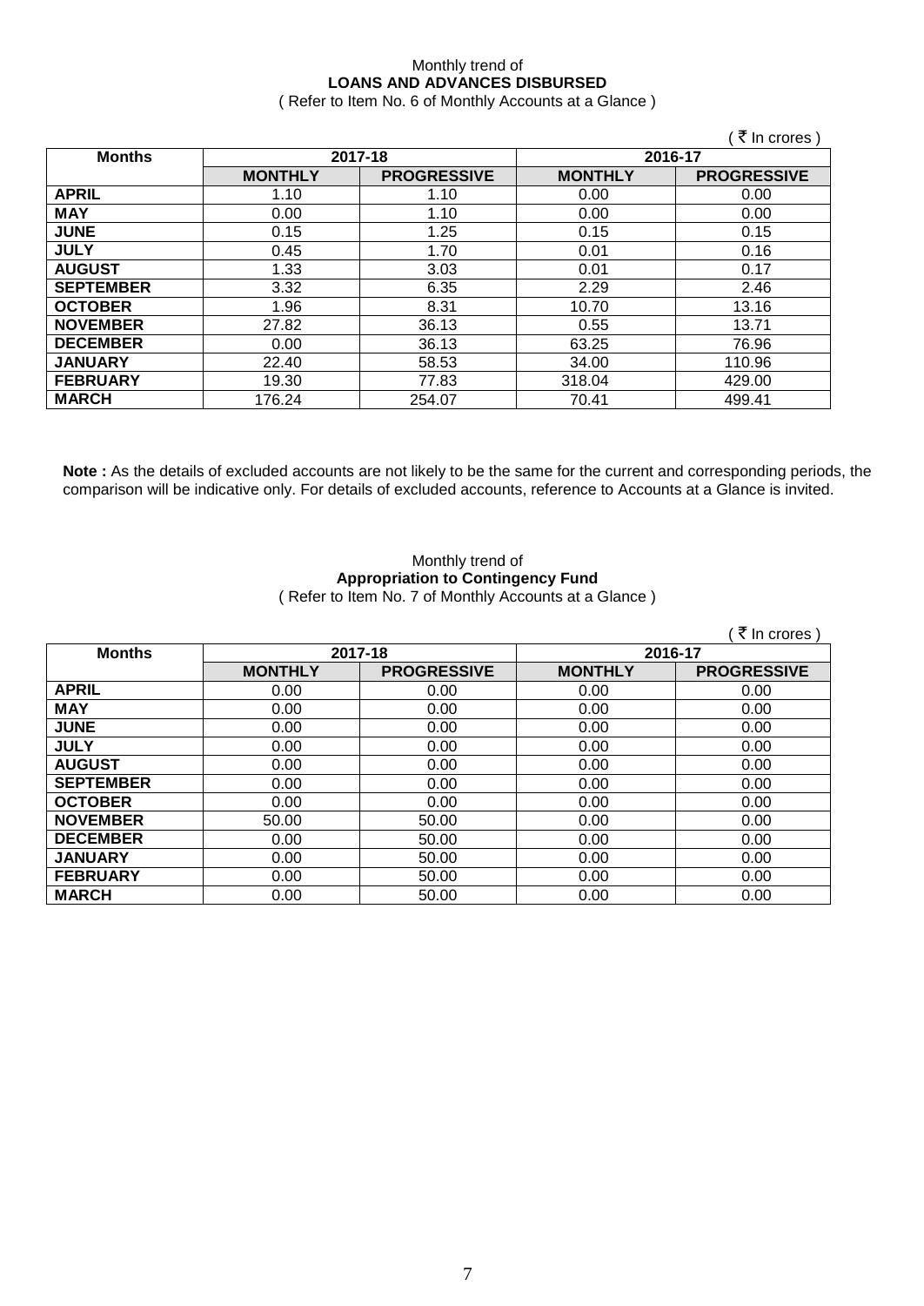Monthly trend of

**LOANS AND ADVANCES DISBURSED**

( Refer to Item No. 6 of Monthly Accounts at a Glance )

( ₹ In crores )

| Months | 2017-18 | | 2016-17 | |
|---|---|---|---|---|
| | MONTHLY | PROGRESSIVE | MONTHLY | PROGRESSIVE |
| APRIL | 1.10 | 1.10 | 0.00 | 0.00 |
| MAY | 0.00 | 1.10 | 0.00 | 0.00 |
| JUNE | 0.15 | 1.25 | 0.15 | 0.15 |
| JULY | 0.45 | 1.70 | 0.01 | 0.16 |
| AUGUST | 1.33 | 3.03 | 0.01 | 0.17 |
| SEPTEMBER | 3.32 | 6.35 | 2.29 | 2.46 |
| OCTOBER | 1.96 | 8.31 | 10.70 | 13.16 |
| NOVEMBER | 27.82 | 36.13 | 0.55 | 13.71 |
| DECEMBER | 0.00 | 36.13 | 63.25 | 76.96 |
| JANUARY | 22.40 | 58.53 | 34.00 | 110.96 |
| FEBRUARY | 19.30 | 77.83 | 318.04 | 429.00 |
| MARCH | 176.24 | 254.07 | 70.41 | 499.41 |

**Note :** As the details of excluded accounts are not likely to be the same for the current and corresponding periods, the comparison will be indicative only. For details of excluded accounts, reference to Accounts at a Glance is invited.

Monthly trend of

**Appropriation to Contingency Fund**

( Refer to Item No. 7 of Monthly Accounts at a Glance )

( ₹ In crores )

| Months | 2017-18 | | 2016-17 | |
|---|---|---|---|---|
| | MONTHLY | PROGRESSIVE | MONTHLY | PROGRESSIVE |
| APRIL | 0.00 | 0.00 | 0.00 | 0.00 |
| MAY | 0.00 | 0.00 | 0.00 | 0.00 |
| JUNE | 0.00 | 0.00 | 0.00 | 0.00 |
| JULY | 0.00 | 0.00 | 0.00 | 0.00 |
| AUGUST | 0.00 | 0.00 | 0.00 | 0.00 |
| SEPTEMBER | 0.00 | 0.00 | 0.00 | 0.00 |
| OCTOBER | 0.00 | 0.00 | 0.00 | 0.00 |
| NOVEMBER | 50.00 | 50.00 | 0.00 | 0.00 |
| DECEMBER | 0.00 | 50.00 | 0.00 | 0.00 |
| JANUARY | 0.00 | 50.00 | 0.00 | 0.00 |
| FEBRUARY | 0.00 | 50.00 | 0.00 | 0.00 |
| MARCH | 0.00 | 50.00 | 0.00 | 0.00 |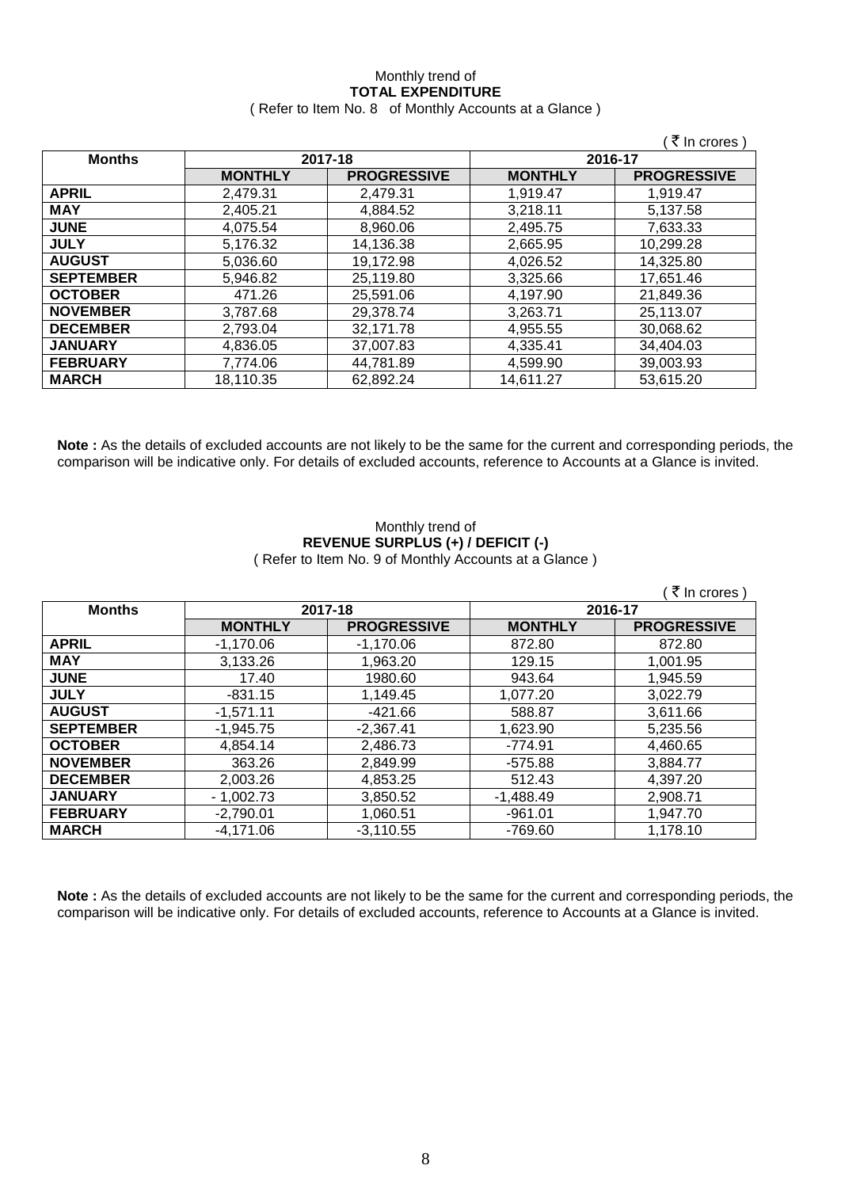Monthly trend of

**TOTAL EXPENDITURE**

( Refer to Item No. 8 of Monthly Accounts at a Glance )

( ₹ In crores )

| Months | 2017-18 | | 2016-17 | |
|---|---|---|---|---|
| | **MONTHLY** | **PROGRESSIVE** | **MONTHLY** | **PROGRESSIVE** |
| **APRIL** | 2,479.31 | 2,479.31 | 1,919.47 | 1,919.47 |
| **MAY** | 2,405.21 | 4,884.52 | 3,218.11 | 5,137.58 |
| **JUNE** | 4,075.54 | 8,960.06 | 2,495.75 | 7,633.33 |
| **JULY** | 5,176.32 | 14,136.38 | 2,665.95 | 10,299.28 |
| **AUGUST** | 5,036.60 | 19,172.98 | 4,026.52 | 14,325.80 |
| **SEPTEMBER** | 5,946.82 | 25,119.80 | 3,325.66 | 17,651.46 |
| **OCTOBER** | 471.26 | 25,591.06 | 4,197.90 | 21,849.36 |
| **NOVEMBER** | 3,787.68 | 29,378.74 | 3,263.71 | 25,113.07 |
| **DECEMBER** | 2,793.04 | 32,171.78 | 4,955.55 | 30,068.62 |
| **JANUARY** | 4,836.05 | 37,007.83 | 4,335.41 | 34,404.03 |
| **FEBRUARY** | 7,774.06 | 44,781.89 | 4,599.90 | 39,003.93 |
| **MARCH** | 18,110.35 | 62,892.24 | 14,611.27 | 53,615.20 |

**Note :** As the details of excluded accounts are not likely to be the same for the current and corresponding periods, the comparison will be indicative only. For details of excluded accounts, reference to Accounts at a Glance is invited.

Monthly trend of

**REVENUE SURPLUS (+) / DEFICIT (-)**

( Refer to Item No. 9 of Monthly Accounts at a Glance )

( ₹ In crores )

| Months | 2017-18 | | 2016-17 | |
|---|---|---|---|---|
| | **MONTHLY** | **PROGRESSIVE** | **MONTHLY** | **PROGRESSIVE** |
| **APRIL** | -1,170.06 | -1,170.06 | 872.80 | 872.80 |
| **MAY** | 3,133.26 | 1,963.20 | 129.15 | 1,001.95 |
| **JUNE** | 17.40 | 1980.60 | 943.64 | 1,945.59 |
| **JULY** | -831.15 | 1,149.45 | 1,077.20 | 3,022.79 |
| **AUGUST** | -1,571.11 | -421.66 | 588.87 | 3,611.66 |
| **SEPTEMBER** | -1,945.75 | -2,367.41 | 1,623.90 | 5,235.56 |
| **OCTOBER** | 4,854.14 | 2,486.73 | -774.91 | 4,460.65 |
| **NOVEMBER** | 363.26 | 2,849.99 | -575.88 | 3,884.77 |
| **DECEMBER** | 2,003.26 | 4,853.25 | 512.43 | 4,397.20 |
| **JANUARY** | - 1,002.73 | 3,850.52 | -1,488.49 | 2,908.71 |
| **FEBRUARY** | -2,790.01 | 1,060.51 | -961.01 | 1,947.70 |
| **MARCH** | -4,171.06 | -3,110.55 | -769.60 | 1,178.10 |

**Note :** As the details of excluded accounts are not likely to be the same for the current and corresponding periods, the comparison will be indicative only. For details of excluded accounts, reference to Accounts at a Glance is invited.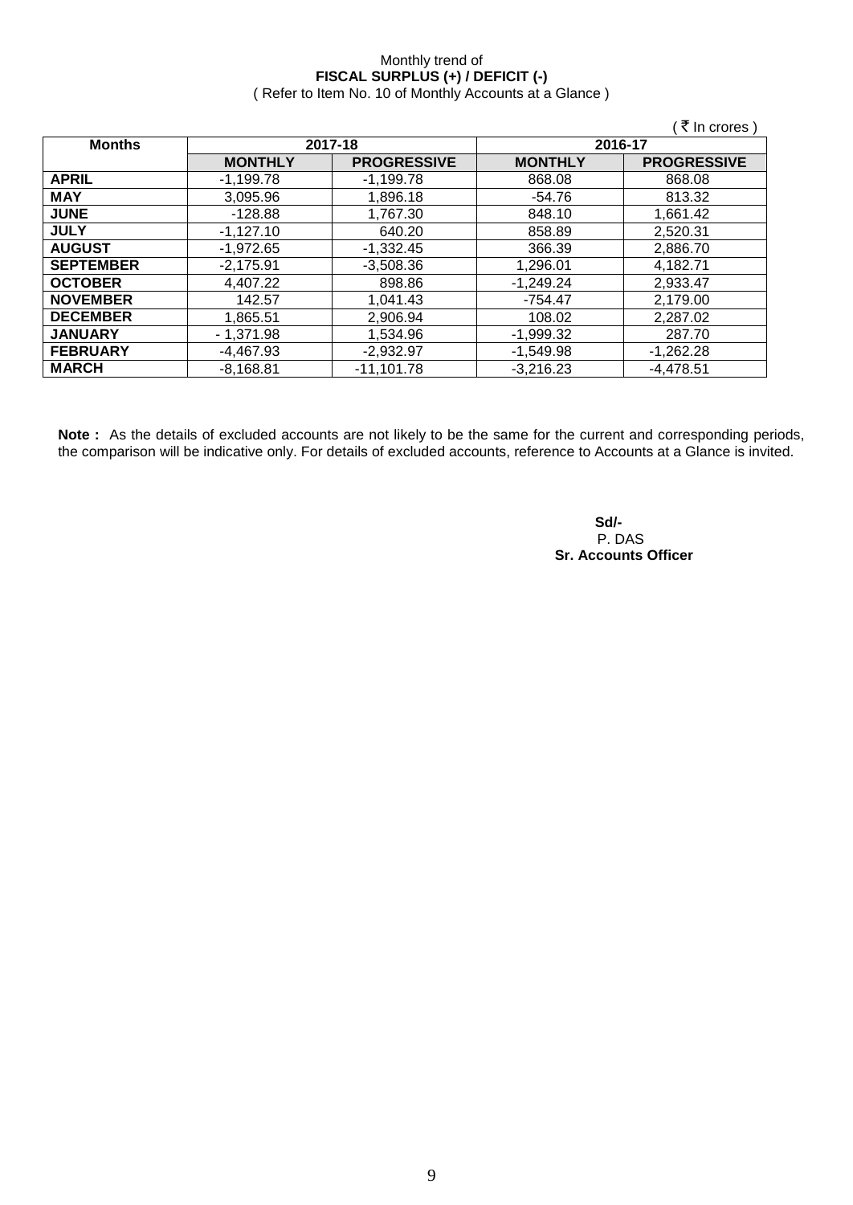Monthly trend of

**FISCAL SURPLUS (+) / DEFICIT (-)**

( Refer to Item No. 10 of Monthly Accounts at a Glance )

( ₹ In crores )

| Months | 2017-18 | | 2016-17 | |
|---|---|---|---|---|
| | **MONTHLY** | **PROGRESSIVE** | **MONTHLY** | **PROGRESSIVE** |
| **APRIL** | -1,199.78 | -1,199.78 | 868.08 | 868.08 |
| **MAY** | 3,095.96 | 1,896.18 | -54.76 | 813.32 |
| **JUNE** | -128.88 | 1,767.30 | 848.10 | 1,661.42 |
| **JULY** | -1,127.10 | 640.20 | 858.89 | 2,520.31 |
| **AUGUST** | -1,972.65 | -1,332.45 | 366.39 | 2,886.70 |
| **SEPTEMBER** | -2,175.91 | -3,508.36 | 1,296.01 | 4,182.71 |
| **OCTOBER** | 4,407.22 | 898.86 | -1,249.24 | 2,933.47 |
| **NOVEMBER** | 142.57 | 1,041.43 | -754.47 | 2,179.00 |
| **DECEMBER** | 1,865.51 | 2,906.94 | 108.02 | 2,287.02 |
| **JANUARY** | - 1,371.98 | 1,534.96 | -1,999.32 | 287.70 |
| **FEBRUARY** | -4,467.93 | -2,932.97 | -1,549.98 | -1,262.28 |
| **MARCH** | -8,168.81 | -11,101.78 | -3,216.23 | -4,478.51 |

**Note :** As the details of excluded accounts are not likely to be the same for the current and corresponding periods, the comparison will be indicative only. For details of excluded accounts, reference to Accounts at a Glance is invited.

**Sd/-**
P. DAS
**Sr. Accounts Officer**